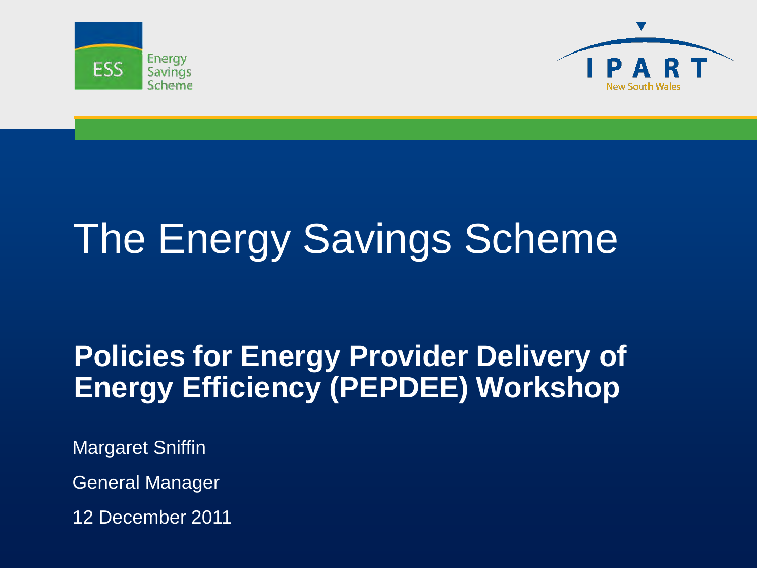# The Energy Savings Scheme

## Policies for Energy Provider Delivery of Energy Efficiency (PEPDEE) Workshop

Margaret Sniffin

General Manager

12 December 2011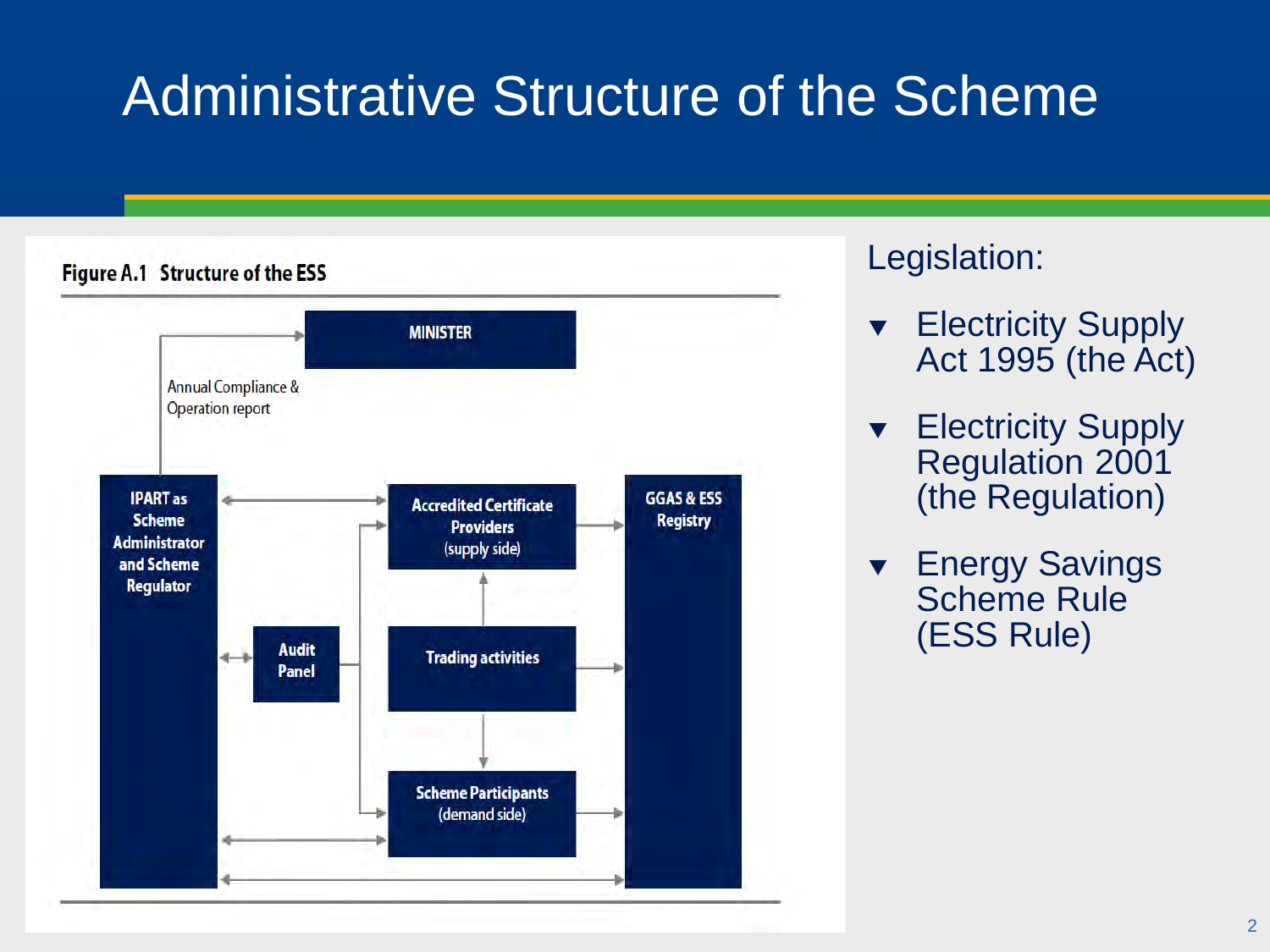# Administrative Structure of the Scheme

**Figure A.1 Structure of the ESS**

- MINISTER
- Annual Compliance & Operation report
- IPART as Scheme Administrator and Scheme Regulator
- Audit Panel
- Accredited Certificate Providers (supply side)
- Trading activities
- Scheme Participants (demand side)
- GGAS & ESS Registry

Legislation:

- Electricity Supply Act 1995 (the Act)
- Electricity Supply Regulation 2001 (the Regulation)
- Energy Savings Scheme Rule (ESS Rule)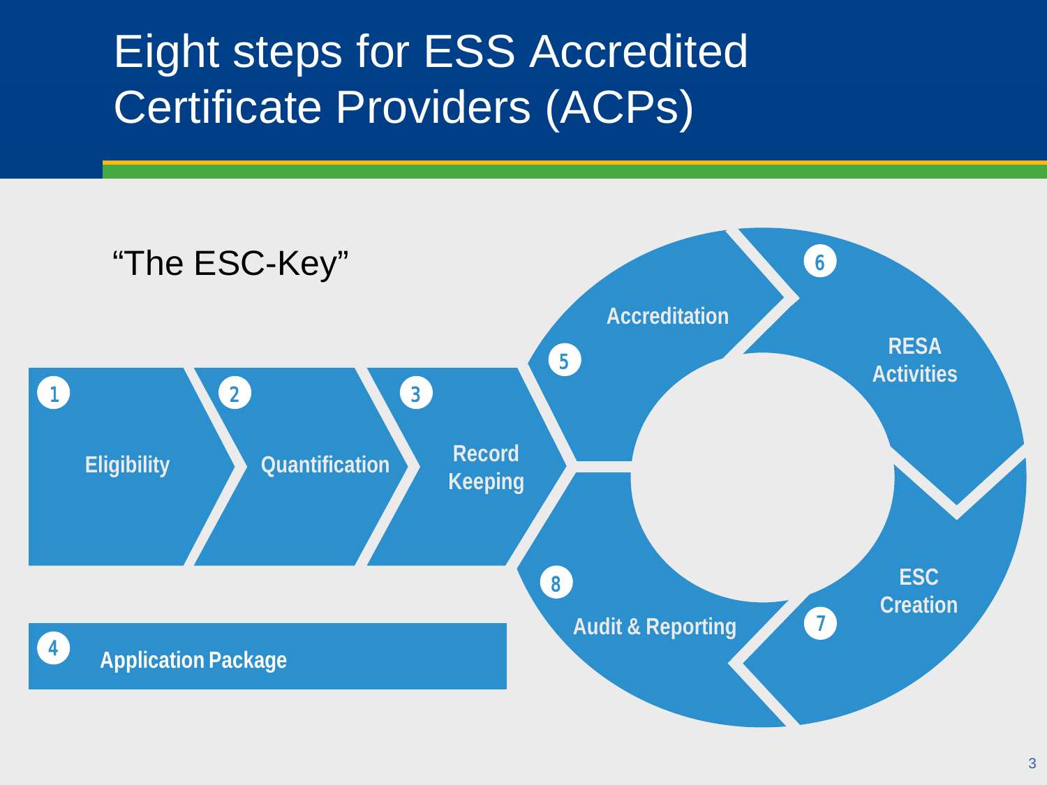# Eight steps for ESS Accredited Certificate Providers (ACPs)

"The ESC-Key"

1. Eligibility
2. Quantification
3. Record Keeping
4. Application Package
5. Accreditation
6. RESA Activities
7. ESC Creation
8. Audit & Reporting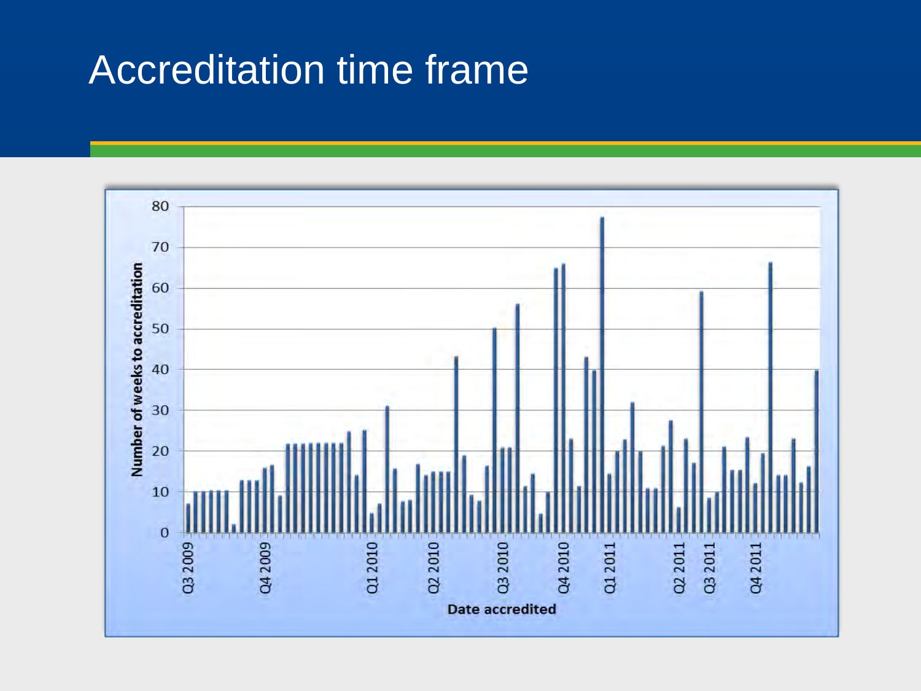# Accreditation time frame

Number of weeks to accreditation

80
70
60
50
40
30
20
10
0

Q3 2009 Q4 2009 Q1 2010 Q2 2010 Q3 2010 Q4 2010 Q1 2011 Q2 2011 Q3 2011 Q4 2011

Date accredited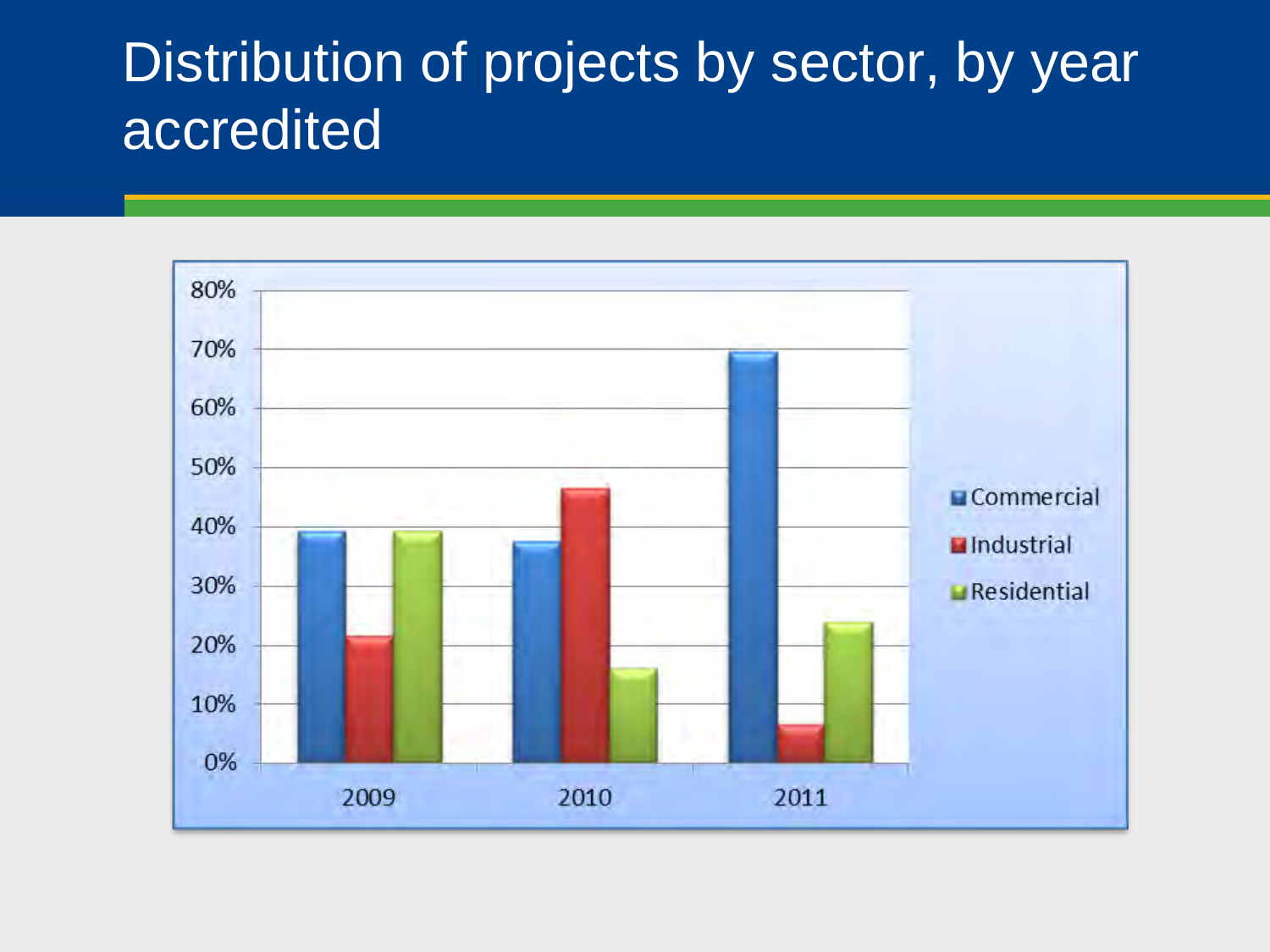# Distribution of projects by sector, by year accredited

80%
70%
60%
50%
40%
30%
20%
10%
0%

2009 2010 2011

Commercial
Industrial
Residential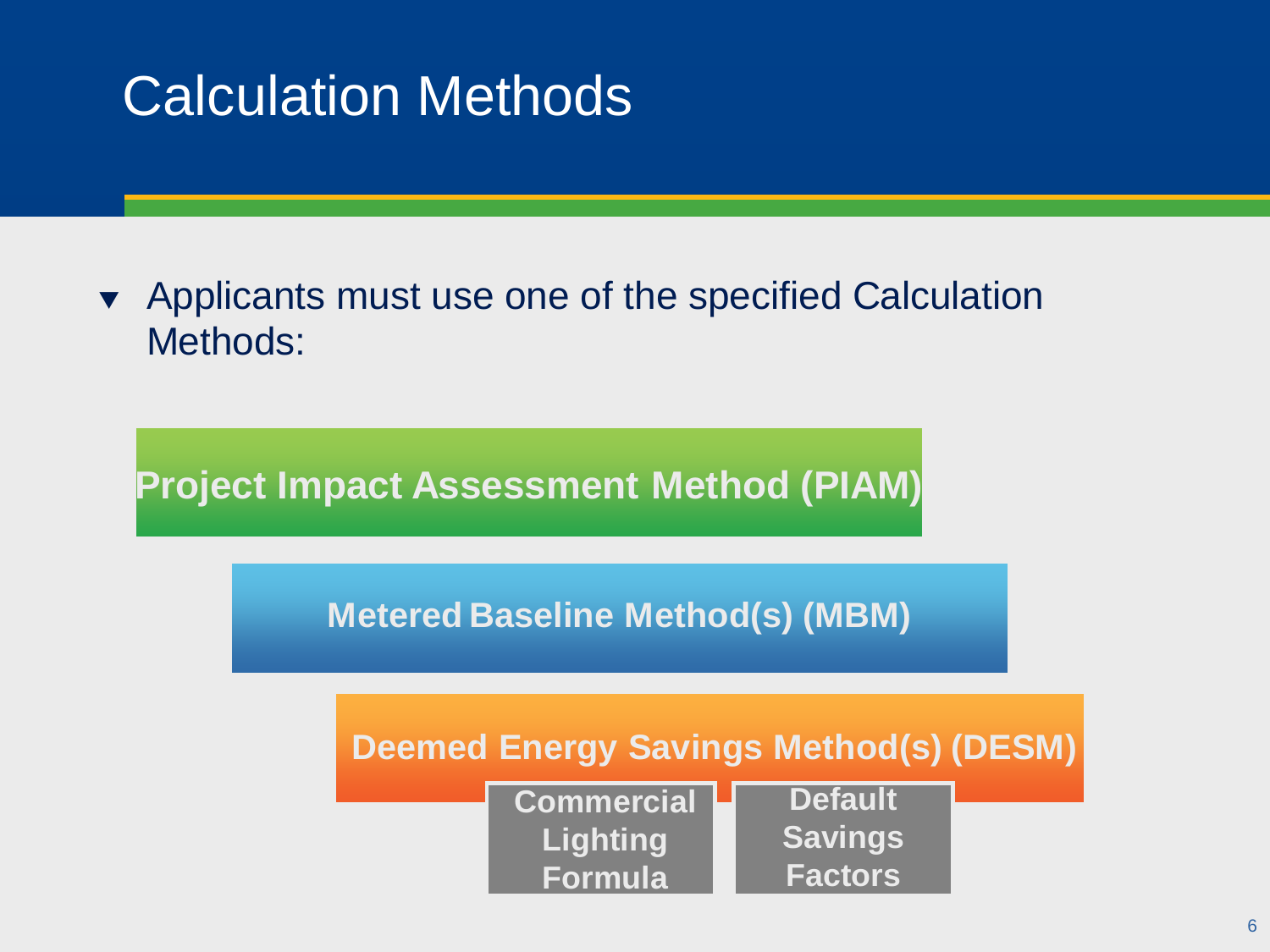# Calculation Methods

- Applicants must use one of the specified Calculation Methods:

**Project Impact Assessment Method (PIAM)**

**Metered Baseline Method(s) (MBM)**

**Deemed Energy Savings Method(s) (DESM)**

- **Commercial Lighting Formula**
- **Default Savings Factors**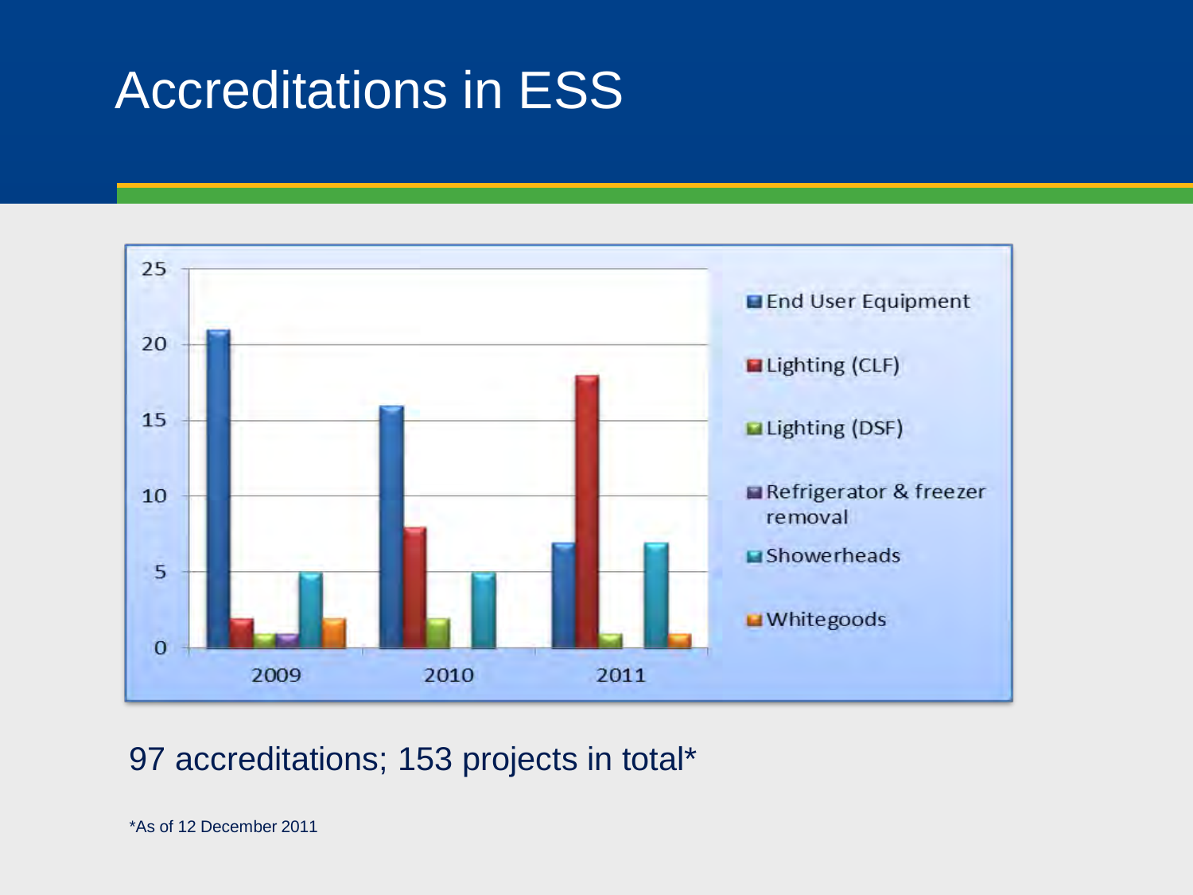# Accreditations in ESS

| | End User Equipment | Lighting (CLF) | Lighting (DSF) | Refrigerator & freezer removal | Showerheads | Whitegoods |
|---|---|---|---|---|---|---|
| 2009 | 21 | 2 | 1 | 1 | 5 | 2 |
| 2010 | 16 | 8 | 2 | | 5 | |
| 2011 | 7 | 18 | 1 | | 7 | 1 |

97 accreditations; 153 projects in total*

*As of 12 December 2011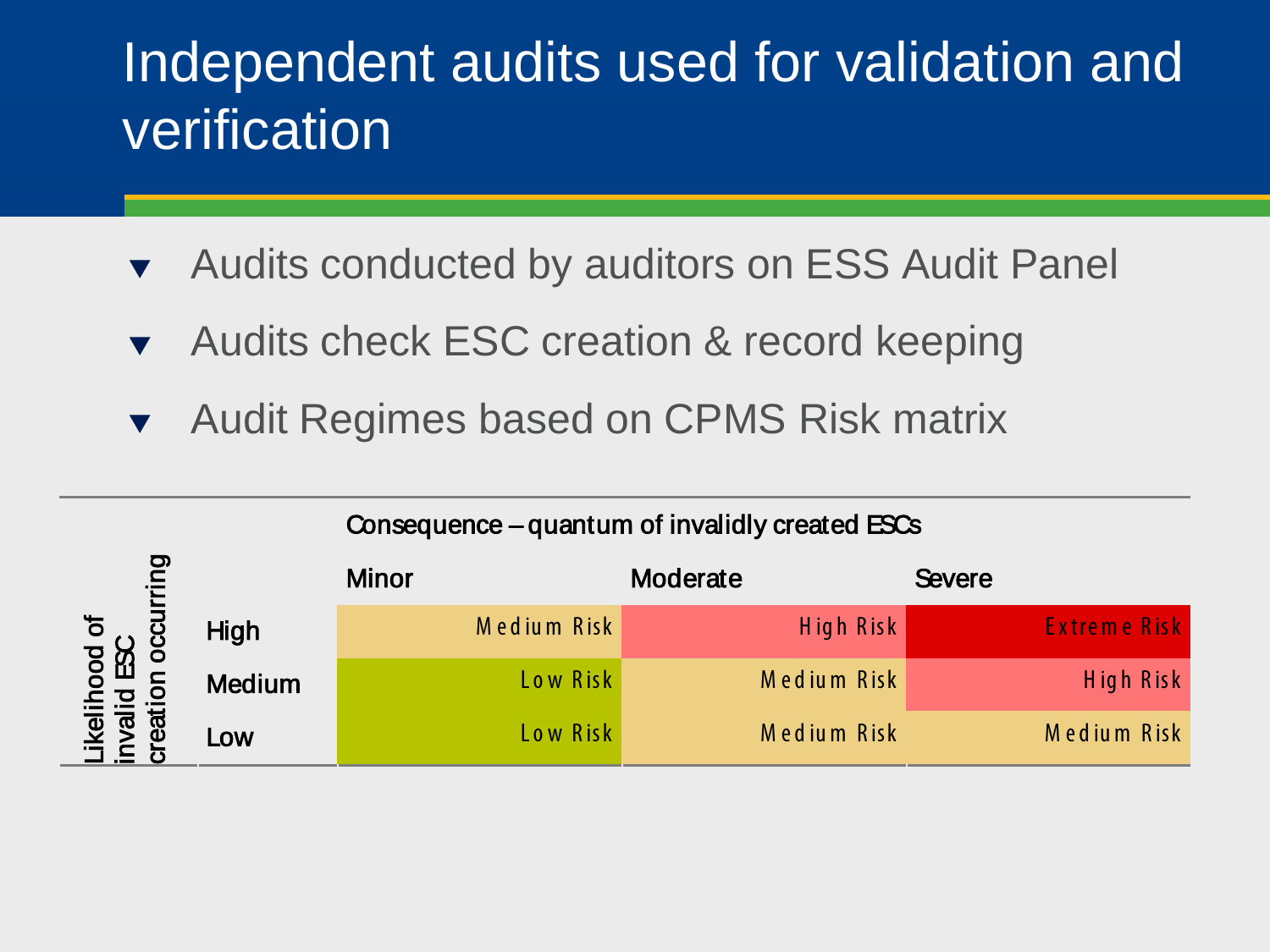# Independent audits used for validation and verification

- Audits conducted by auditors on ESS Audit Panel
- Audits check ESC creation & record keeping
- Audit Regimes based on CPMS Risk matrix

| Likelihood of invalid ESC creation occurring | | Consequence – quantum of invalidly created ESCs | | |
|---|---|---|---|---|
| | | Minor | Moderate | Severe |
| | High | Medium Risk | High Risk | Extreme Risk |
| | Medium | Low Risk | Medium Risk | High Risk |
| | Low | Low Risk | Medium Risk | Medium Risk |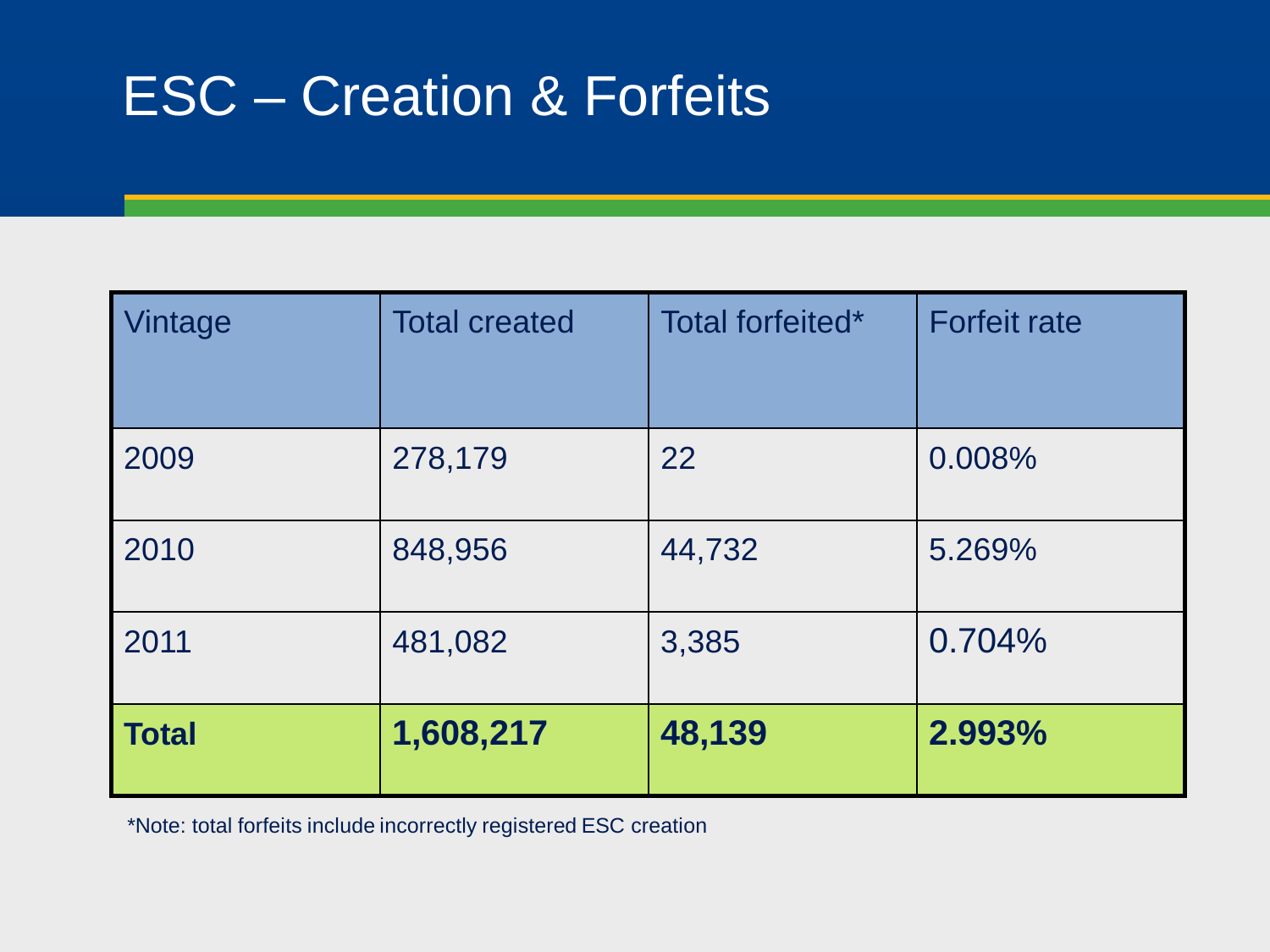# ESC – Creation & Forfeits

| Vintage | Total created | Total forfeited* | Forfeit rate |
|---|---|---|---|
| 2009 | 278,179 | 22 | 0.008% |
| 2010 | 848,956 | 44,732 | 5.269% |
| 2011 | 481,082 | 3,385 | 0.704% |
| **Total** | **1,608,217** | **48,139** | **2.993%** |

*Note: total forfeits include incorrectly registered ESC creation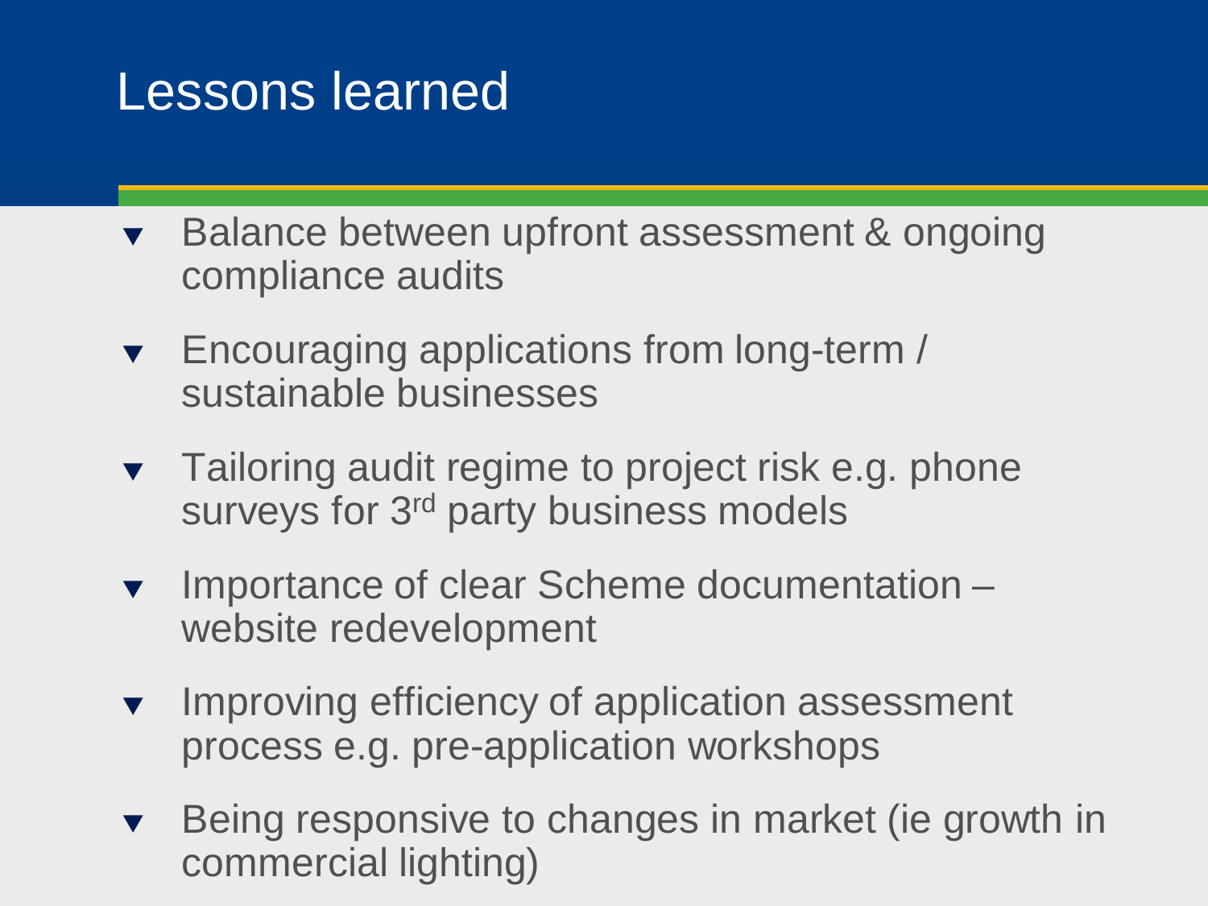# Lessons learned

- Balance between upfront assessment & ongoing compliance audits
- Encouraging applications from long-term / sustainable businesses
- Tailoring audit regime to project risk e.g. phone surveys for 3rd party business models
- Importance of clear Scheme documentation – website redevelopment
- Improving efficiency of application assessment process e.g. pre-application workshops
- Being responsive to changes in market (ie growth in commercial lighting)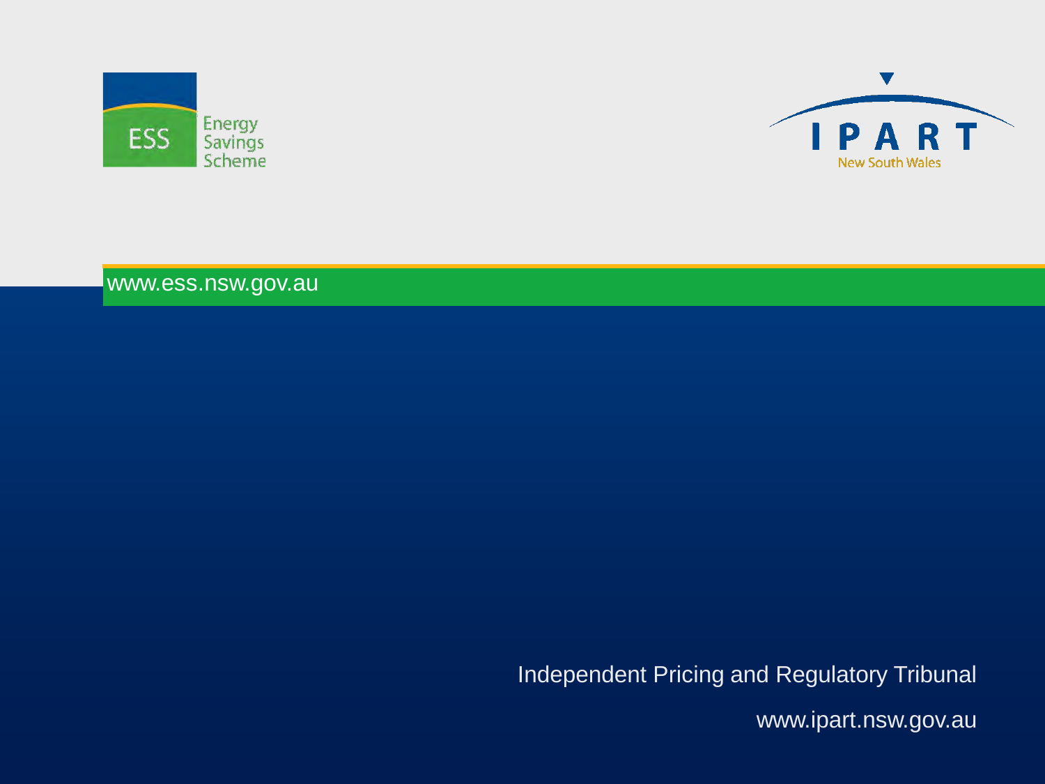Energy Savings Scheme

IPART

New South Wales

www.ess.nsw.gov.au

Independent Pricing and Regulatory Tribunal

www.ipart.nsw.gov.au